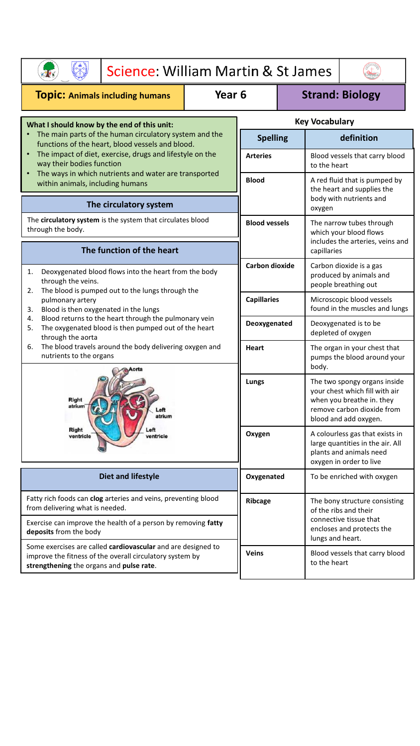# Science: William Martin & St James

**Topic: Animals including humans** | **Year 6** | **Strand: Biology**

**What I should know by the end of this unit:**

- The main parts of the human circulatory system and the functions of the heart, blood vessels and blood.
- The impact of diet, exercise, drugs and lifestyle on the way their bodies function
- The ways in which nutrients and water are transported within animals, including humans

## The circulatory system

The **circulatory system** is the system that circulates blood through the body.

## The function of the heart

1. Deoxygenated blood flows into the heart from the body through the veins.
2. The blood is pumped out to the lungs through the pulmonary artery
3. Blood is then oxygenated in the lungs
4. Blood returns to the heart through the pulmonary vein
5. The oxygenated blood is then pumped out of the heart through the aorta
6. The blood travels around the body delivering oxygen and nutrients to the organs

Aorta, Right atrium, Left atrium, Right ventricle, Left ventricle

## Diet and lifestyle

Fatty rich foods can **clog** arteries and veins, preventing blood from delivering what is needed.

Exercise can improve the health of a person by removing **fatty deposits** from the body

Some exercises are called **cardiovascular** and are designed to improve the fitness of the overall circulatory system by **strengthening** the organs and **pulse rate**.

## Key Vocabulary

| Spelling | definition |
|---|---|
| **Arteries** | Blood vessels that carry blood to the heart |
| **Blood** | A red fluid that is pumped by the heart and supplies the body with nutrients and oxygen |
| **Blood vessels** | The narrow tubes through which your blood flows includes the arteries, veins and capillaries |
| **Carbon dioxide** | Carbon dioxide is a gas produced by animals and people breathing out |
| **Capillaries** | Microscopic blood vessels found in the muscles and lungs |
| **Deoxygenated** | Deoxygenated is to be depleted of oxygen |
| **Heart** | The organ in your chest that pumps the blood around your body. |
| **Lungs** | The two spongy organs inside your chest which fill with air when you breathe in. they remove carbon dioxide from blood and add oxygen. |
| **Oxygen** | A colourless gas that exists in large quantities in the air. All plants and animals need oxygen in order to live |
| **Oxygenated** | To be enriched with oxygen |
| **Ribcage** | The bony structure consisting of the ribs and their connective tissue that encloses and protects the lungs and heart. |
| **Veins** | Blood vessels that carry blood to the heart |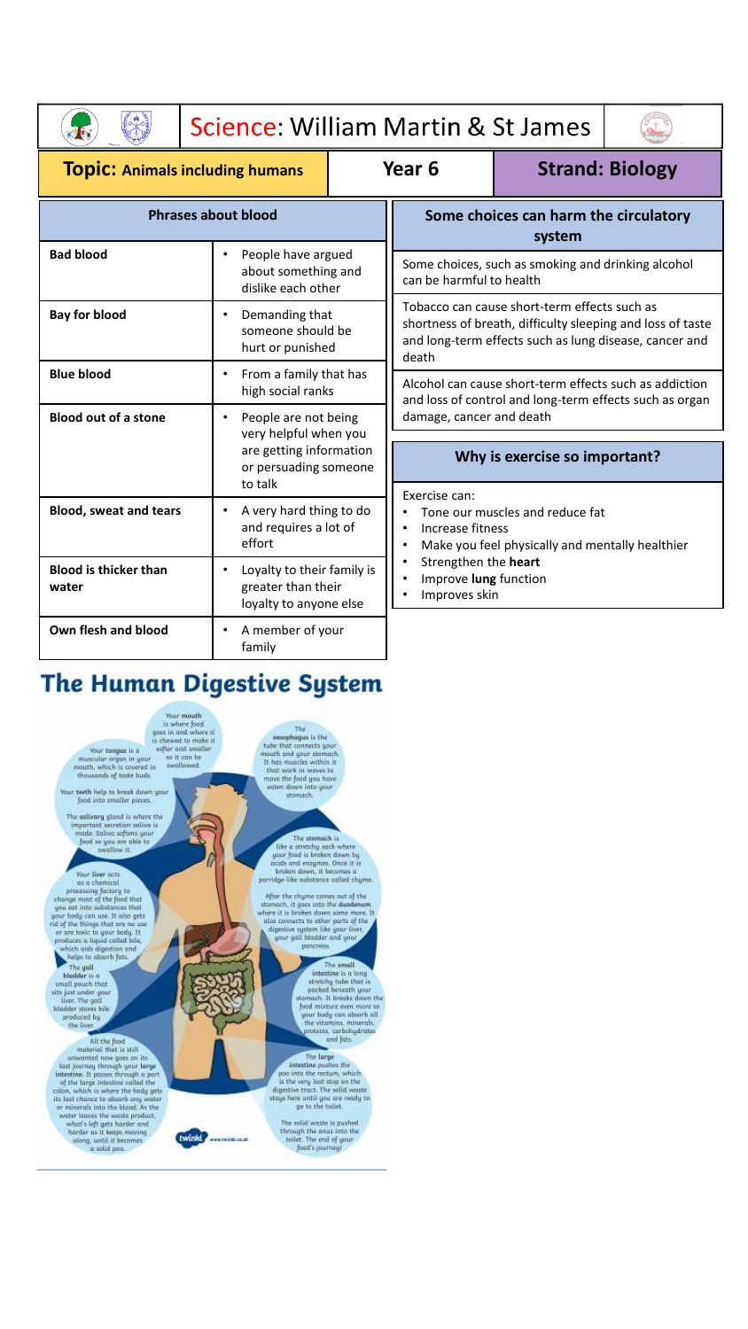# Science: William Martin & St James

| Topic: Animals including humans | Year 6 | Strand: Biology |
| --- | --- | --- |

## Phrases about blood

| Phrase | Meaning |
| --- | --- |
| **Bad blood** | People have argued about something and dislike each other |
| **Bay for blood** | Demanding that someone should be hurt or punished |
| **Blue blood** | From a family that has high social ranks |
| **Blood out of a stone** | People are not being very helpful when you are getting information or persuading someone to talk |
| **Blood, sweat and tears** | A very hard thing to do and requires a lot of effort |
| **Blood is thicker than water** | Loyalty to their family is greater than their loyalty to anyone else |
| **Own flesh and blood** | A member of your family |

## Some choices can harm the circulatory system

Some choices, such as smoking and drinking alcohol can be harmful to health

Tobacco can cause short-term effects such as shortness of breath, difficulty sleeping and loss of taste and long-term effects such as lung disease, cancer and death

Alcohol can cause short-term effects such as addiction and loss of control and long-term effects such as organ damage, cancer and death

## Why is exercise so important?

Exercise can:

- Tone our muscles and reduce fat
- Increase fitness
- Make you feel physically and mentally healthier
- Strengthen the **heart**
- Improve **lung** function
- Improves skin

# The Human Digestive System

Your **mouth** is where food goes in and where it is chewed to make it softer and smaller so it can be swallowed.

Your **tongue** is a muscular organ in your mouth, which is covered in thousands of taste buds.

Your **teeth** help to break down your food into smaller pieces.

The **salivary** gland is where the important secretion saliva is made. Saliva softens your food so you are able to swallow it.

Your **liver** acts as a chemical processing factory to change most of the food that you eat into substances that your body can use. It also gets rid of the things that are no use or are toxic to your body. It produces a liquid called bile, which aids digestion and helps to absorb fats.

The **gall bladder** is a small pouch that sits just under your liver. The gall bladder stores bile produced by the liver.

All the food material that is still unwanted now goes on its last journey through your **large intestine**. It passes through a part of the large intestine called the colon, which is where the body gets its last chance to absorb any water or minerals into the blood. As the water leaves the waste product, what's left gets harder and harder as it keeps moving along, until it becomes a solid poo.

The **oesophagus** is the tube that connects your mouth and your stomach. It has muscles within it that work in waves to move the food you have eaten down into your stomach.

The **stomach** is like a stretchy sack where your food is broken down by acids and enzymes. Once it is broken down, it becomes a porridge-like substance called chyme.

After the chyme comes out of the stomach, it goes into the **duodenum** where it is broken down some more. It also connects to other parts of the digestive system like your liver, your gall bladder and your pancreas.

The **small intestine** is a long stretchy tube that is packed beneath your stomach. It breaks down the food mixture even more so your body can absorb all the vitamins, minerals, proteins, carbohydrates and fats.

The **large intestine** pushes the poo into the rectum, which is the very last stop on the digestive tract. The solid waste stays here until you are ready to go to the toilet.

The solid waste is pushed through the anus into the toilet. The end of your food's journey!

twinkl www.twinkl.co.uk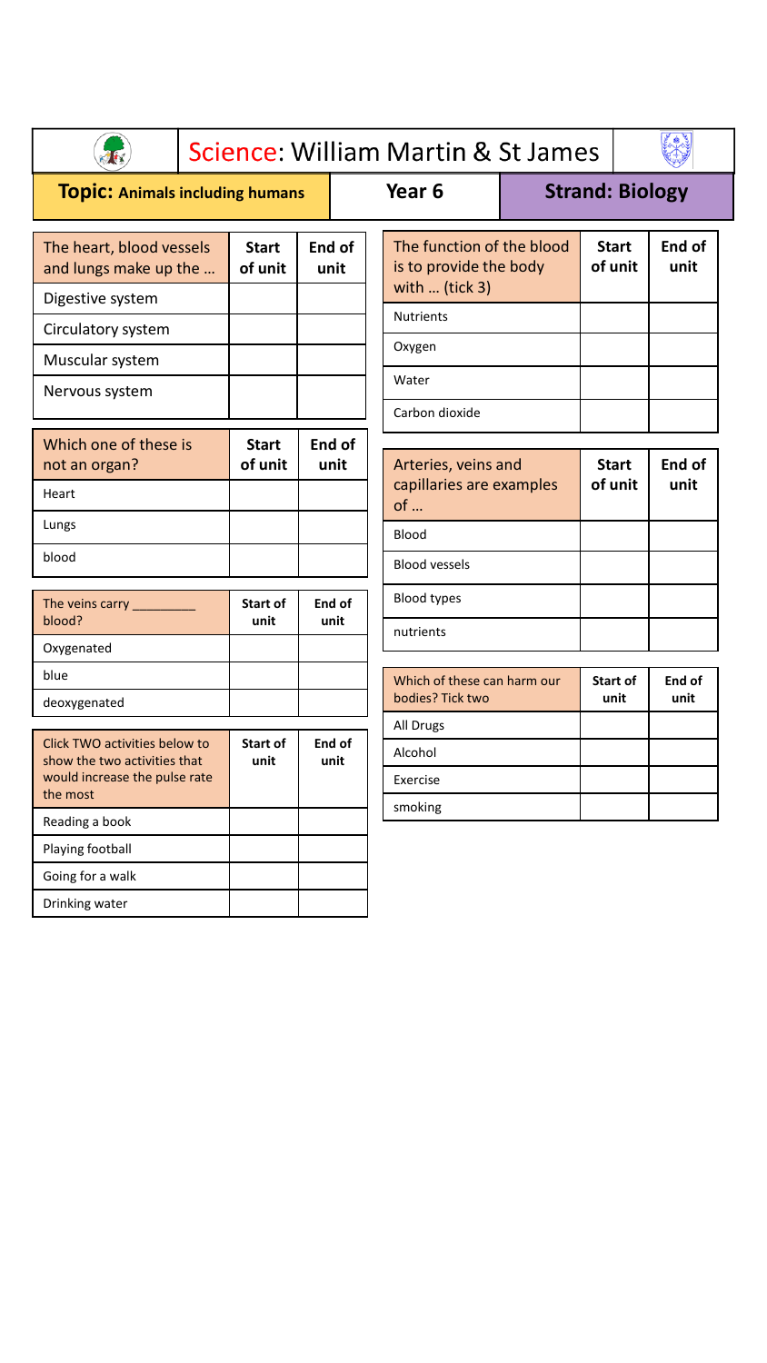# Science: William Martin & St James

**Topic: Animals including humans** | **Year 6** | **Strand: Biology**

| The heart, blood vessels and lungs make up the … | Start of unit | End of unit |
|---|---|---|
| Digestive system | | |
| Circulatory system | | |
| Muscular system | | |
| Nervous system | | |

| Which one of these is not an organ? | Start of unit | End of unit |
|---|---|---|
| Heart | | |
| Lungs | | |
| blood | | |

| The veins carry _________ blood? | Start of unit | End of unit |
|---|---|---|
| Oxygenated | | |
| blue | | |
| deoxygenated | | |

| Click TWO activities below to show the two activities that would increase the pulse rate the most | Start of unit | End of unit |
|---|---|---|
| Reading a book | | |
| Playing football | | |
| Going for a walk | | |
| Drinking water | | |

| The function of the blood is to provide the body with … (tick 3) | Start of unit | End of unit |
|---|---|---|
| Nutrients | | |
| Oxygen | | |
| Water | | |
| Carbon dioxide | | |

| Arteries, veins and capillaries are examples of … | Start of unit | End of unit |
|---|---|---|
| Blood | | |
| Blood vessels | | |
| Blood types | | |
| nutrients | | |

| Which of these can harm our bodies? Tick two | Start of unit | End of unit |
|---|---|---|
| All Drugs | | |
| Alcohol | | |
| Exercise | | |
| smoking | | |